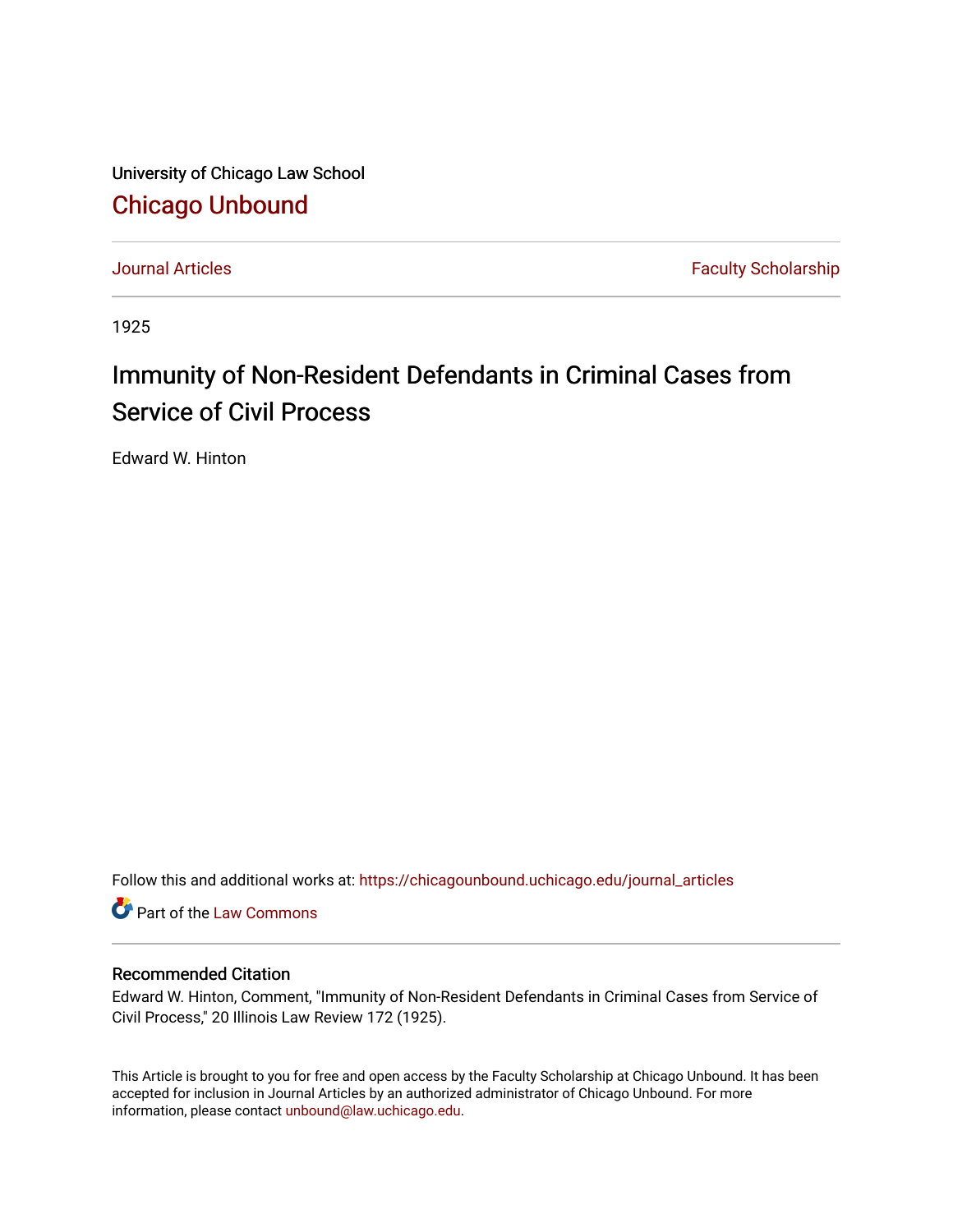University of Chicago Law School

[Chicago Unbound](https://chicagounbound.uchicago.edu/)

Journal Articles | Faculty Scholarship

1925

# Immunity of Non-Resident Defendants in Criminal Cases from Service of Civil Process

Edward W. Hinton

Follow this and additional works at: https://chicagounbound.uchicago.edu/journal_articles

Part of the Law Commons

## Recommended Citation

Edward W. Hinton, Comment, "Immunity of Non-Resident Defendants in Criminal Cases from Service of Civil Process," 20 Illinois Law Review 172 (1925).

This Article is brought to you for free and open access by the Faculty Scholarship at Chicago Unbound. It has been accepted for inclusion in Journal Articles by an authorized administrator of Chicago Unbound. For more information, please contact unbound@law.uchicago.edu.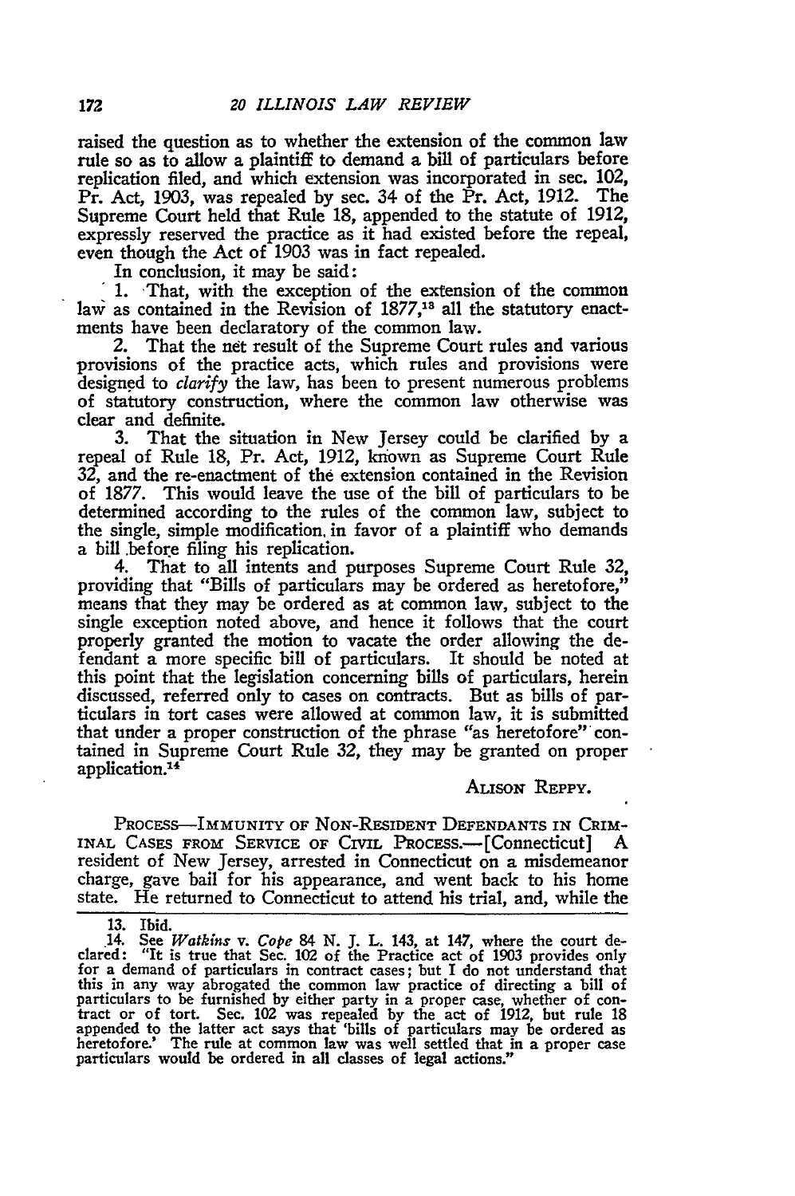raised the question as to whether the extension of the common law rule so as to allow a plaintiff to demand a bill of particulars before replication filed, and which extension was incorporated in sec. 102, Pr. Act, 1903, was repealed by sec. 34 of the Pr. Act, 1912. The Supreme Court held that Rule 18, appended to the statute of 1912, expressly reserved the practice as it had existed before the repeal, even though the Act of 1903 was in fact repealed.

In conclusion, it may be said:

1. That, with the exception of the extension of the common law as contained in the Revision of 1877,[13] all the statutory enactments have been declaratory of the common law.

2. That the net result of the Supreme Court rules and various provisions of the practice acts, which rules and provisions were designed to *clarify* the law, has been to present numerous problems of statutory construction, where the common law otherwise was clear and definite.

3. That the situation in New Jersey could be clarified by a repeal of Rule 18, Pr. Act, 1912, known as Supreme Court Rule 32, and the re-enactment of the extension contained in the Revision of 1877. This would leave the use of the bill of particulars to be determined according to the rules of the common law, subject to the single, simple modification, in favor of a plaintiff who demands a bill before filing his replication.

4. That to all intents and purposes Supreme Court Rule 32, providing that "Bills of particulars may be ordered as heretofore," means that they may be ordered as at common law, subject to the single exception noted above, and hence it follows that the court properly granted the motion to vacate the order allowing the defendant a more specific bill of particulars. It should be noted at this point that the legislation concerning bills of particulars, herein discussed, referred only to cases on contracts. But as bills of particulars in tort cases were allowed at common law, it is submitted that under a proper construction of the phrase "as heretofore" contained in Supreme Court Rule 32, they may be granted on proper application.[14]

ALISON REPPY.

PROCESS—IMMUNITY OF NON-RESIDENT DEFENDANTS IN CRIMINAL CASES FROM SERVICE OF CIVIL PROCESS.—[Connecticut] A resident of New Jersey, arrested in Connecticut on a misdemeanor charge, gave bail for his appearance, and went back to his home state. He returned to Connecticut to attend his trial, and, while the

---

13. Ibid.

14. See *Watkins* v. *Cope* 84 N. J. L. 143, at 147, where the court declared: "It is true that Sec. 102 of the Practice act of 1903 provides only for a demand of particulars in contract cases; but I do not understand that this in any way abrogated the common law practice of directing a bill of particulars to be furnished by either party in a proper case, whether of contract or of tort. Sec. 102 was repealed by the act of 1912, but rule 18 appended to the latter act says that 'bills of particulars may be ordered as heretofore.' The rule at common law was well settled that in a proper case particulars would be ordered in all classes of legal actions."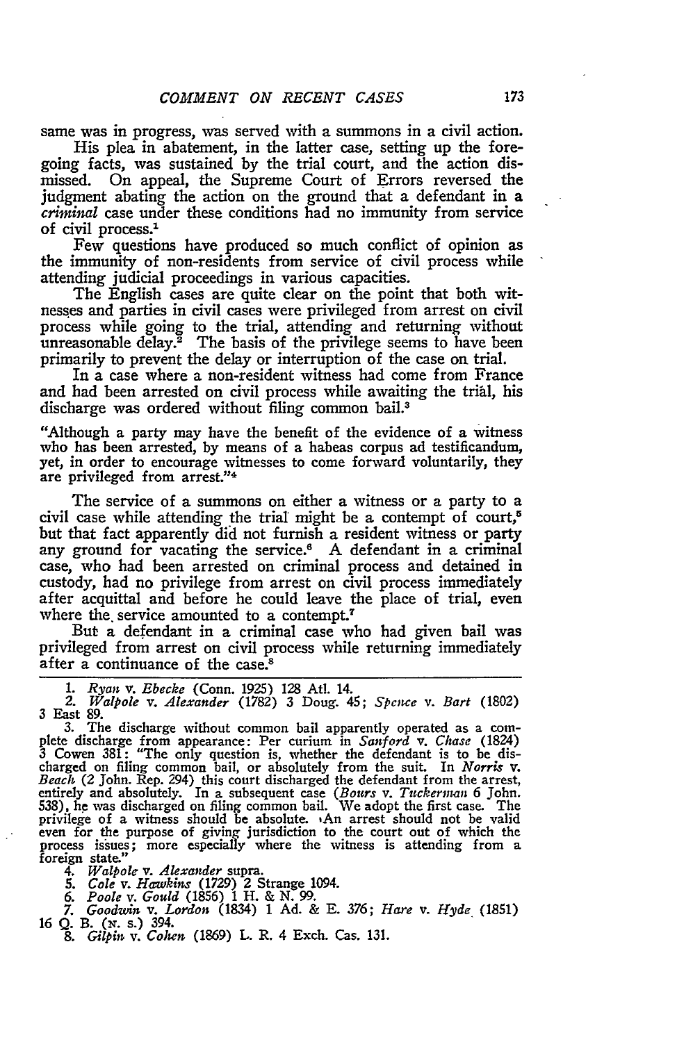same was in progress, was served with a summons in a civil action.

His plea in abatement, in the latter case, setting up the foregoing facts, was sustained by the trial court, and the action dismissed. On appeal, the Supreme Court of Errors reversed the judgment abating the action on the ground that a defendant in a *criminal* case under these conditions had no immunity from service of civil process.[1]

Few questions have produced so much conflict of opinion as the immunity of non-residents from service of civil process while attending judicial proceedings in various capacities.

The English cases are quite clear on the point that both witnesses and parties in civil cases were privileged from arrest on civil process while going to the trial, attending and returning without unreasonable delay.[2] The basis of the privilege seems to have been primarily to prevent the delay or interruption of the case on trial.

In a case where a non-resident witness had come from France and had been arrested on civil process while awaiting the trial, his discharge was ordered without filing common bail.[3]

"Although a party may have the benefit of the evidence of a witness who has been arrested, by means of a habeas corpus ad testificandum, yet, in order to encourage witnesses to come forward voluntarily, they are privileged from arrest."[4]

The service of a summons on either a witness or a party to a civil case while attending the trial might be a contempt of court,[5] but that fact apparently did not furnish a resident witness or party any ground for vacating the service.[6] A defendant in a criminal case, who had been arrested on criminal process and detained in custody, had no privilege from arrest on civil process immediately after acquittal and before he could leave the place of trial, even where the service amounted to a contempt.[7]

But a defendant in a criminal case who had given bail was privileged from arrest on civil process while returning immediately after a continuance of the case.[8]

---

1. *Ryan* v. *Ebecke* (Conn. 1925) 128 Atl. 14.

2. *Walpole* v. *Alexander* (1782) 3 Doug. 45; *Spence* v. *Bart* (1802) 3 East 89.

3. The discharge without common bail apparently operated as a complete discharge from appearance: Per curium in *Sanford* v. *Chase* (1824) 3 Cowen 381: "The only question is, whether the defendant is to be discharged on filing common bail, or absolutely from the suit. In *Norris* v. *Beach* (2 John. Rep. 294) this court discharged the defendant from the arrest, entirely and absolutely. In a subsequent case (*Bours* v. *Tuckerman* 6 John. 538), he was discharged on filing common bail. We adopt the first case. The privilege of a witness should be absolute. An arrest should not be valid even for the purpose of giving jurisdiction to the court out of which the process issues; more especially where the witness is attending from a foreign state."

4. *Walpole* v. *Alexander* supra.

5. *Cole* v. *Hawkins* (1729) 2 Strange 1094.

6. *Poole* v. *Gould* (1856) 1 H. & N. 99.

7. *Goodwin* v. *Lordon* (1834) 1 Ad. & E. 376; *Hare* v. *Hyde* (1851) 16 Q. B. (N. S.) 394.

8. *Gilpin* v. *Cohen* (1869) L. R. 4 Exch. Cas. 131.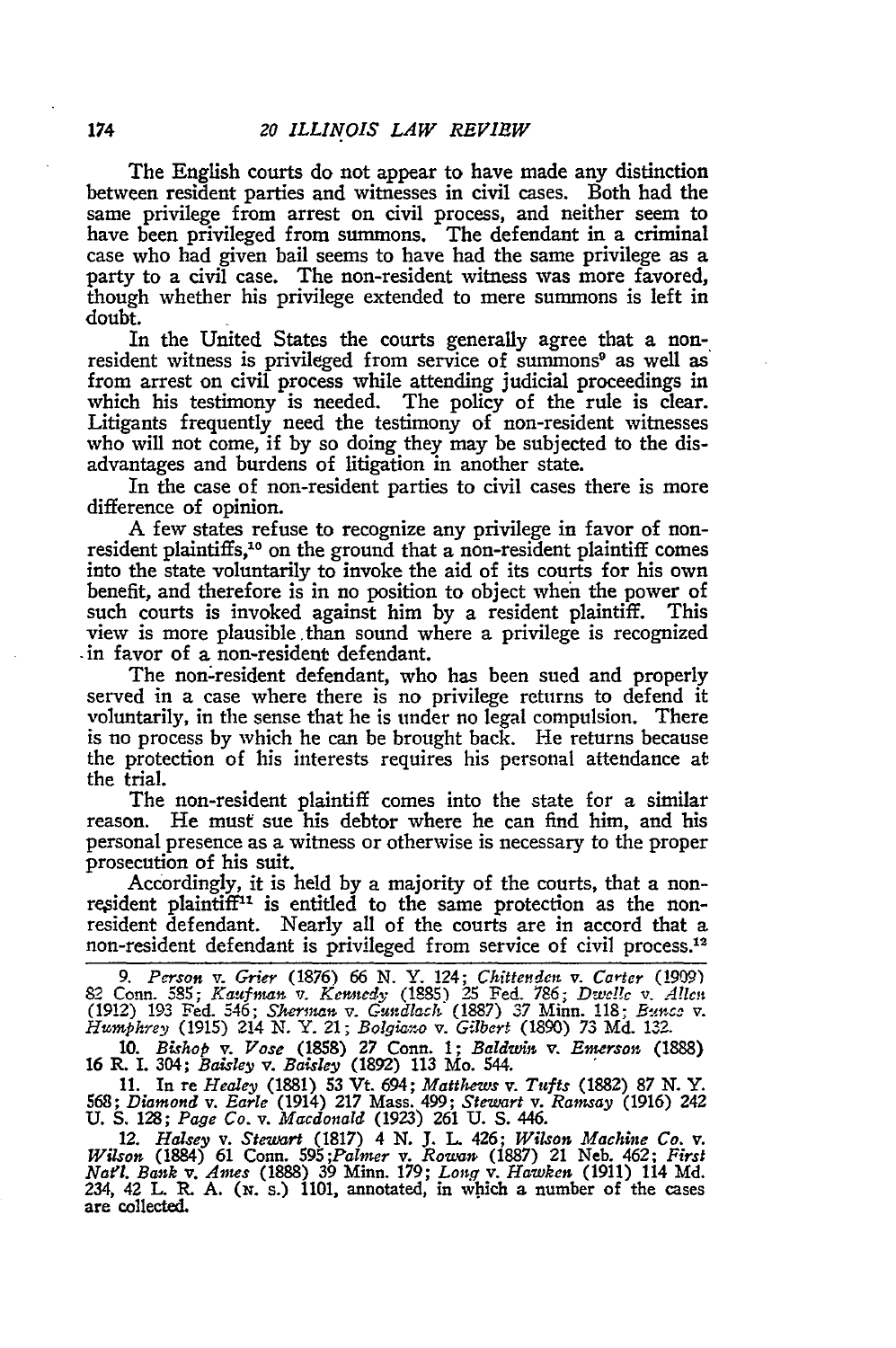The English courts do not appear to have made any distinction between resident parties and witnesses in civil cases. Both had the same privilege from arrest on civil process, and neither seem to have been privileged from summons. The defendant in a criminal case who had given bail seems to have had the same privilege as a party to a civil case. The non-resident witness was more favored, though whether his privilege extended to mere summons is left in doubt.

In the United States the courts generally agree that a non-resident witness is privileged from service of summons[9] as well as from arrest on civil process while attending judicial proceedings in which his testimony is needed. The policy of the rule is clear. Litigants frequently need the testimony of non-resident witnesses who will not come, if by so doing they may be subjected to the disadvantages and burdens of litigation in another state.

In the case of non-resident parties to civil cases there is more difference of opinion.

A few states refuse to recognize any privilege in favor of non-resident plaintiffs,[10] on the ground that a non-resident plaintiff comes into the state voluntarily to invoke the aid of its courts for his own benefit, and therefore is in no position to object when the power of such courts is invoked against him by a resident plaintiff. This view is more plausible than sound where a privilege is recognized in favor of a non-resident defendant.

The non-resident defendant, who has been sued and properly served in a case where there is no privilege returns to defend it voluntarily, in the sense that he is under no legal compulsion. There is no process by which he can be brought back. He returns because the protection of his interests requires his personal attendance at the trial.

The non-resident plaintiff comes into the state for a similar reason. He must sue his debtor where he can find him, and his personal presence as a witness or otherwise is necessary to the proper prosecution of his suit.

Accordingly, it is held by a majority of the courts, that a non-resident plaintiff[11] is entitled to the same protection as the non-resident defendant. Nearly all of the courts are in accord that a non-resident defendant is privileged from service of civil process.[12]

---

9. *Person* v. *Grier* (1876) 66 N. Y. 124; *Chittenden* v. *Carter* (1909) 82 Conn. 585; *Kaufman* v. *Kennedy* (1885) 25 Fed. 786; *Dwelle* v. *Allen* (1912) 193 Fed. 546; *Sherman* v. *Gundlach* (1887) 37 Minn. 118; *Bunce* v. *Humphrey* (1915) 214 N. Y. 21; *Bolgiano* v. *Gilbert* (1890) 73 Md. 132.

10. *Bishop* v. *Vose* (1858) 27 Conn. 1; *Baldwin* v. *Emerson* (1888) 16 R. I. 304; *Baisley* v. *Baisley* (1892) 113 Mo. 544.

11. In re *Healey* (1881) 53 Vt. 694; *Matthews* v. *Tufts* (1882) 87 N. Y. 568; *Diamond* v. *Earle* (1914) 217 Mass. 499; *Stewart* v. *Ramsay* (1916) 242 U. S. 128; *Page Co.* v. *Macdonald* (1923) 261 U. S. 446.

12. *Halsey* v. *Stewart* (1817) 4 N. J. L. 426; *Wilson Machine Co.* v. *Wilson* (1884) 61 Conn. 595; *Palmer* v. *Rowan* (1887) 21 Neb. 462; *First Nat'l. Bank* v. *Ames* (1888) 39 Minn. 179; *Long* v. *Hawken* (1911) 114 Md. 234, 42 L. R. A. (N. S.) 1101, annotated, in which a number of the cases are collected.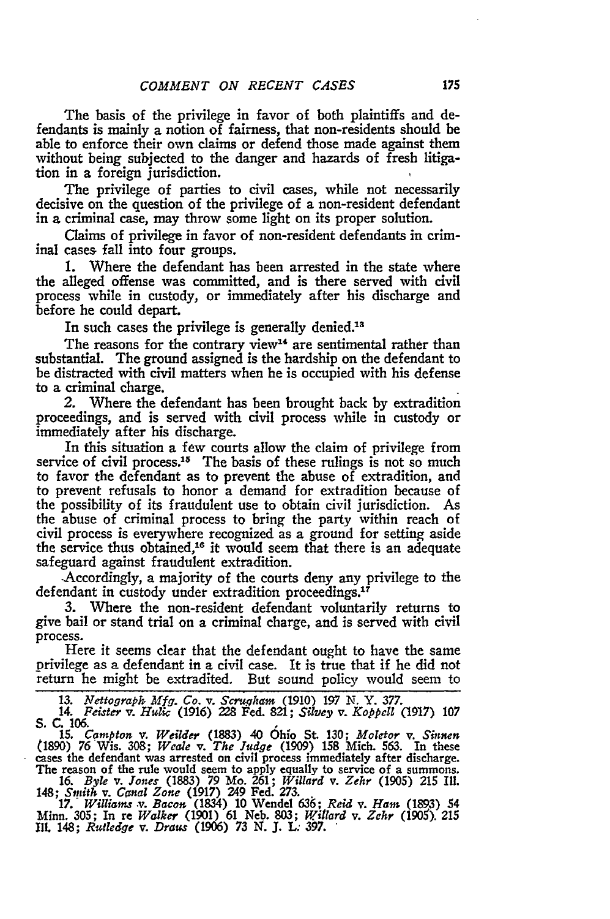The basis of the privilege in favor of both plaintiffs and defendants is mainly a notion of fairness, that non-residents should be able to enforce their own claims or defend those made against them without being subjected to the danger and hazards of fresh litigation in a foreign jurisdiction.

The privilege of parties to civil cases, while not necessarily decisive on the question of the privilege of a non-resident defendant in a criminal case, may throw some light on its proper solution.

Claims of privilege in favor of non-resident defendants in criminal cases fall into four groups.

1. Where the defendant has been arrested in the state where the alleged offense was committed, and is there served with civil process while in custody, or immediately after his discharge and before he could depart.

In such cases the privilege is generally denied.[13]

The reasons for the contrary view[14] are sentimental rather than substantial. The ground assigned is the hardship on the defendant to be distracted with civil matters when he is occupied with his defense to a criminal charge.

2. Where the defendant has been brought back by extradition proceedings, and is served with civil process while in custody or immediately after his discharge.

In this situation a few courts allow the claim of privilege from service of civil process.[15] The basis of these rulings is not so much to favor the defendant as to prevent the abuse of extradition, and to prevent refusals to honor a demand for extradition because of the possibility of its fraudulent use to obtain civil jurisdiction. As the abuse of criminal process to bring the party within reach of civil process is everywhere recognized as a ground for setting aside the service thus obtained,[16] it would seem that there is an adequate safeguard against fraudulent extradition.

Accordingly, a majority of the courts deny any privilege to the defendant in custody under extradition proceedings.[17]

3. Where the non-resident defendant voluntarily returns to give bail or stand trial on a criminal charge, and is served with civil process.

Here it seems clear that the defendant ought to have the same privilege as a defendant in a civil case. It is true that if he did not return he might be extradited. But sound policy would seem to

---

13. *Nettograph Mfg. Co.* v. *Scrugham* (1910) 197 N. Y. 377.

14. *Feister* v. *Hulic* (1916) 228 Fed. 821; *Silvey* v. *Koppell* (1917) 107 S. C. 106.

15. *Campton* v. *Weilder* (1883) 40 Ohio St. 130; *Moletor* v. *Sinnen* (1890) 76 Wis. 308; *Weale* v. *The Judge* (1909) 158 Mich. 563. In these cases the defendant was arrested on civil process immediately after discharge. The reason of the rule would seem to apply equally to service of a summons.

16. *Byle* v. *Jones* (1883) 79 Mo. 261; *Willard* v. *Zehr* (1905) 215 Ill. 148; *Smith* v. *Canal Zone* (1917) 249 Fed. 273.

17. *Williams* v. *Bacon* (1834) 10 Wendel 636; *Reid* v. *Ham* (1893) 54 Minn. 305; In re *Walker* (1901) 61 Neb. 803; *Willard* v. *Zehr* (1905) 215 Ill. 148; *Rutledge* v. *Draus* (1906) 73 N. J. L. 397.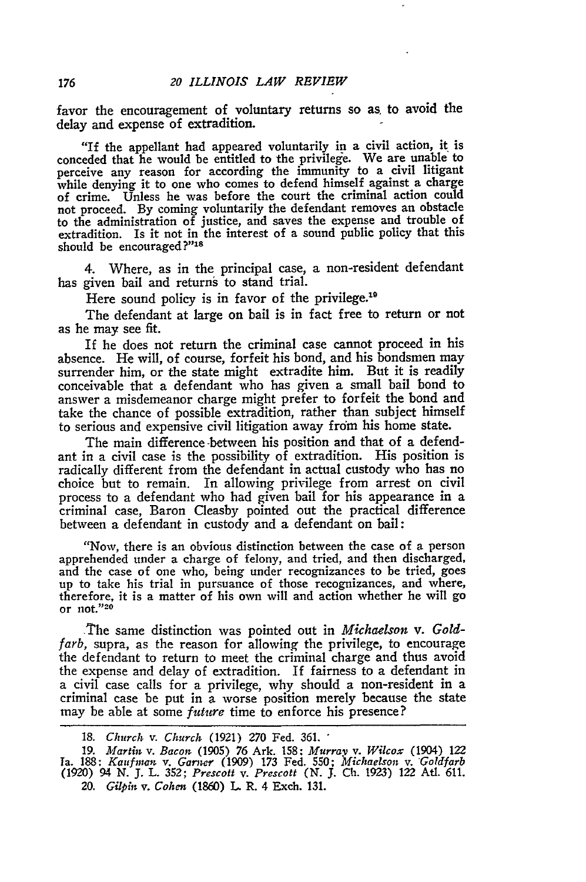favor the encouragement of voluntary returns so as to avoid the delay and expense of extradition.

> "If the appellant had appeared voluntarily in a civil action, it is conceded that he would be entitled to the privilege. We are unable to perceive any reason for according the immunity to a civil litigant while denying it to one who comes to defend himself against a charge of crime. Unless he was before the court the criminal action could not proceed. By coming voluntarily the defendant removes an obstacle to the administration of justice, and saves the expense and trouble of extradition. Is it not in the interest of a sound public policy that this should be encouraged?"[18]

4. Where, as in the principal case, a non-resident defendant has given bail and returns to stand trial.

Here sound policy is in favor of the privilege.[19]

The defendant at large on bail is in fact free to return or not as he may see fit.

If he does not return the criminal case cannot proceed in his absence. He will, of course, forfeit his bond, and his bondsmen may surrender him, or the state might extradite him. But it is readily conceivable that a defendant who has given a small bail bond to answer a misdemeanor charge might prefer to forfeit the bond and take the chance of possible extradition, rather than subject himself to serious and expensive civil litigation away from his home state.

The main difference between his position and that of a defendant in a civil case is the possibility of extradition. His position is radically different from the defendant in actual custody who has no choice but to remain. In allowing privilege from arrest on civil process to a defendant who had given bail for his appearance in a criminal case, Baron Cleasby pointed out the practical difference between a defendant in custody and a defendant on bail:

> "Now, there is an obvious distinction between the case of a person apprehended under a charge of felony, and tried, and then discharged, and the case of one who, being under recognizances to be tried, goes up to take his trial in pursuance of those recognizances, and where, therefore, it is a matter of his own will and action whether he will go or not."[20]

The same distinction was pointed out in *Michaelson* v. *Goldfarb*, supra, as the reason for allowing the privilege, to encourage the defendant to return to meet the criminal charge and thus avoid the expense and delay of extradition. If fairness to a defendant in a civil case calls for a privilege, why should a non-resident in a criminal case be put in a worse position merely because the state may be able at some *future* time to enforce his presence?

---

18. *Church* v. *Church* (1921) 270 Fed. 361.

19. *Martin* v. *Bacon* (1905) 76 Ark. 158; *Murray* v. *Wilcox* (1904) 122 Ia. 188; *Kaufman* v. *Garner* (1909) 173 Fed. 550; *Michaelson* v. *Goldfarb* (1920) 94 N. J. L. 352; *Prescott* v. *Prescott* (N. J. Ch. 1923) 122 Atl. 611.

20. *Gilpin* v. *Cohen* (1860) L. R. 4 Exch. 131.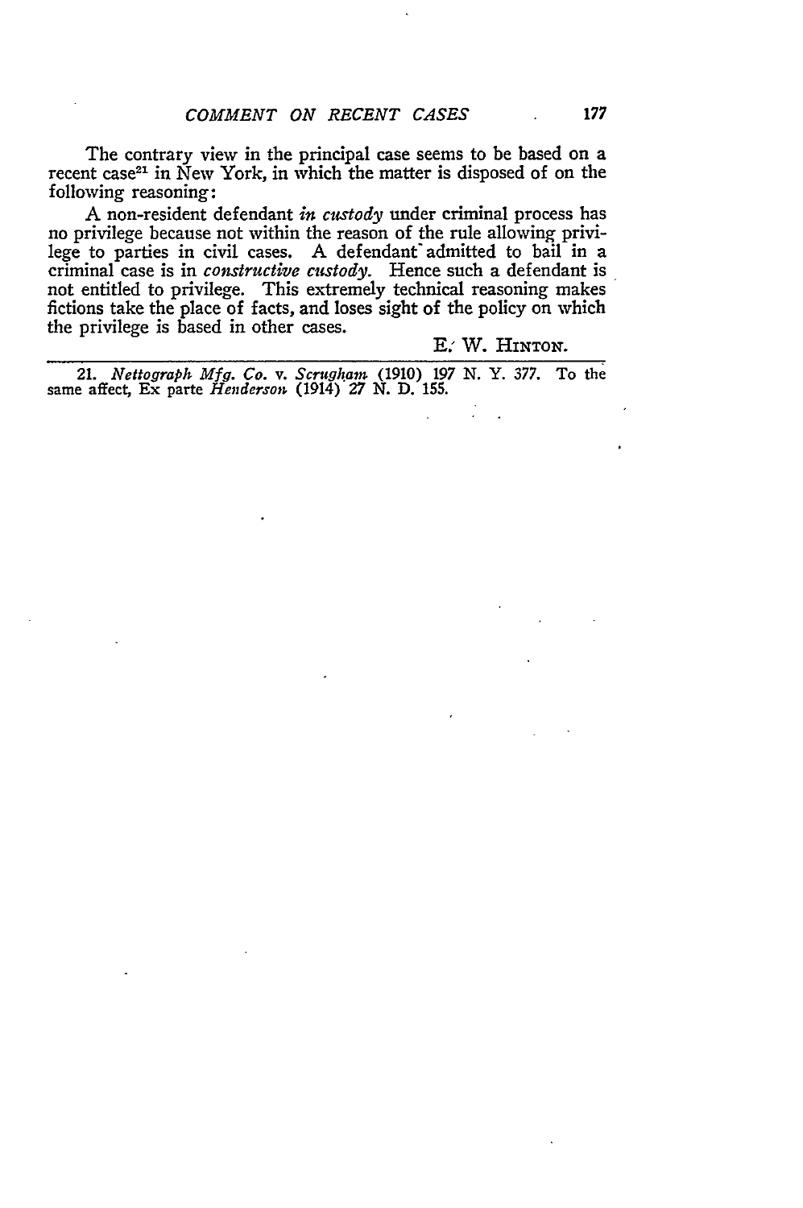The contrary view in the principal case seems to be based on a recent case[21] in New York, in which the matter is disposed of on the following reasoning:

A non-resident defendant *in custody* under criminal process has no privilege because not within the reason of the rule allowing privilege to parties in civil cases. A defendant admitted to bail in a criminal case is in *constructive custody*. Hence such a defendant is not entitled to privilege. This extremely technical reasoning makes fictions take the place of facts, and loses sight of the policy on which the privilege is based in other cases.

E. W. HINTON.

---

21. *Nettograph Mfg. Co.* v. *Scrugham* (1910) 197 N. Y. 377. To the same affect, Ex parte *Henderson* (1914) 27 N. D. 155.